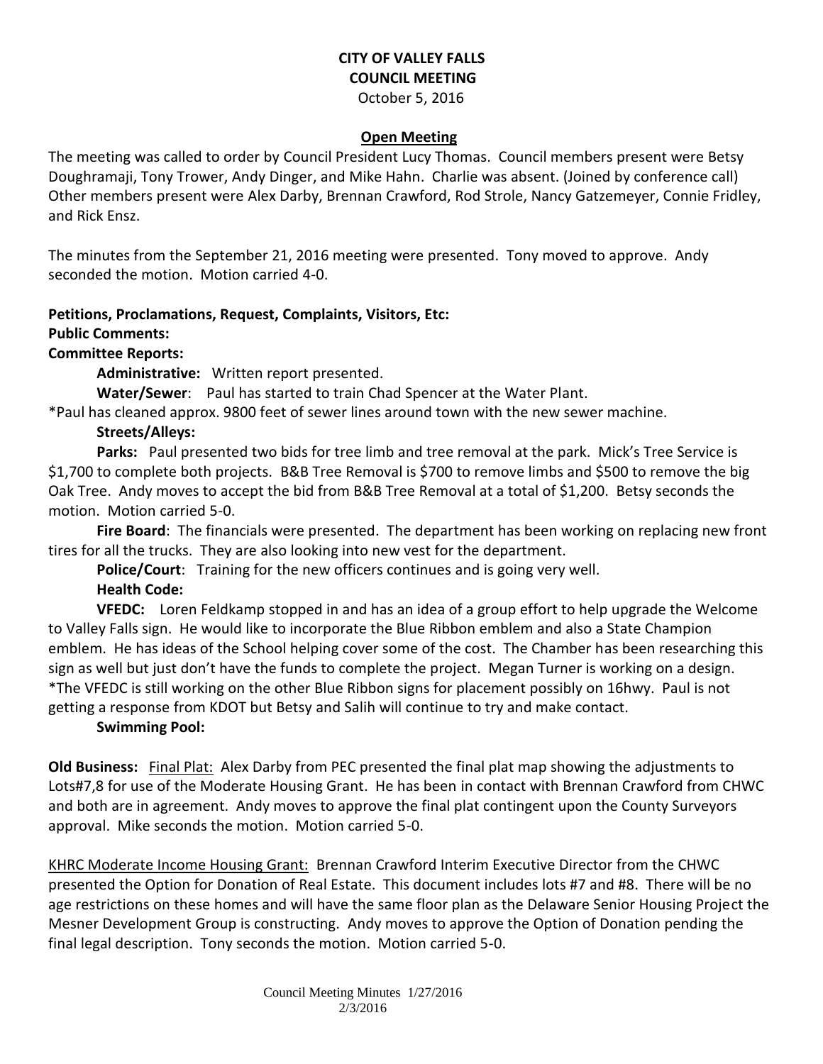# CITY OF VALLEY FALLS
## COUNCIL MEETING
October 5, 2016

### Open Meeting

The meeting was called to order by Council President Lucy Thomas. Council members present were Betsy Doughramaji, Tony Trower, Andy Dinger, and Mike Hahn. Charlie was absent. (Joined by conference call) Other members present were Alex Darby, Brennan Crawford, Rod Strole, Nancy Gatzemeyer, Connie Fridley, and Rick Ensz.

The minutes from the September 21, 2016 meeting were presented. Tony moved to approve. Andy seconded the motion. Motion carried 4-0.

**Petitions, Proclamations, Request, Complaints, Visitors, Etc:**

**Public Comments:**

**Committee Reports:**

**Administrative:** Written report presented.

**Water/Sewer**: Paul has started to train Chad Spencer at the Water Plant.

*Paul has cleaned approx. 9800 feet of sewer lines around town with the new sewer machine.

**Streets/Alleys:**

**Parks:** Paul presented two bids for tree limb and tree removal at the park. Mick's Tree Service is $1,700 to complete both projects. B&B Tree Removal is $700 to remove limbs and $500 to remove the big Oak Tree. Andy moves to accept the bid from B&B Tree Removal at a total of $1,200. Betsy seconds the motion. Motion carried 5-0.

**Fire Board**: The financials were presented. The department has been working on replacing new front tires for all the trucks. They are also looking into new vest for the department.

**Police/Court**: Training for the new officers continues and is going very well.

**Health Code:**

**VFEDC:** Loren Feldkamp stopped in and has an idea of a group effort to help upgrade the Welcome to Valley Falls sign. He would like to incorporate the Blue Ribbon emblem and also a State Champion emblem. He has ideas of the School helping cover some of the cost. The Chamber has been researching this sign as well but just don't have the funds to complete the project. Megan Turner is working on a design.

*The VFEDC is still working on the other Blue Ribbon signs for placement possibly on 16hwy. Paul is not getting a response from KDOT but Betsy and Salih will continue to try and make contact.

**Swimming Pool:**

**Old Business:** Final Plat: Alex Darby from PEC presented the final plat map showing the adjustments to Lots#7,8 for use of the Moderate Housing Grant. He has been in contact with Brennan Crawford from CHWC and both are in agreement. Andy moves to approve the final plat contingent upon the County Surveyors approval. Mike seconds the motion. Motion carried 5-0.

KHRC Moderate Income Housing Grant: Brennan Crawford Interim Executive Director from the CHWC presented the Option for Donation of Real Estate. This document includes lots #7 and #8. There will be no age restrictions on these homes and will have the same floor plan as the Delaware Senior Housing Project the Mesner Development Group is constructing. Andy moves to approve the Option of Donation pending the final legal description. Tony seconds the motion. Motion carried 5-0.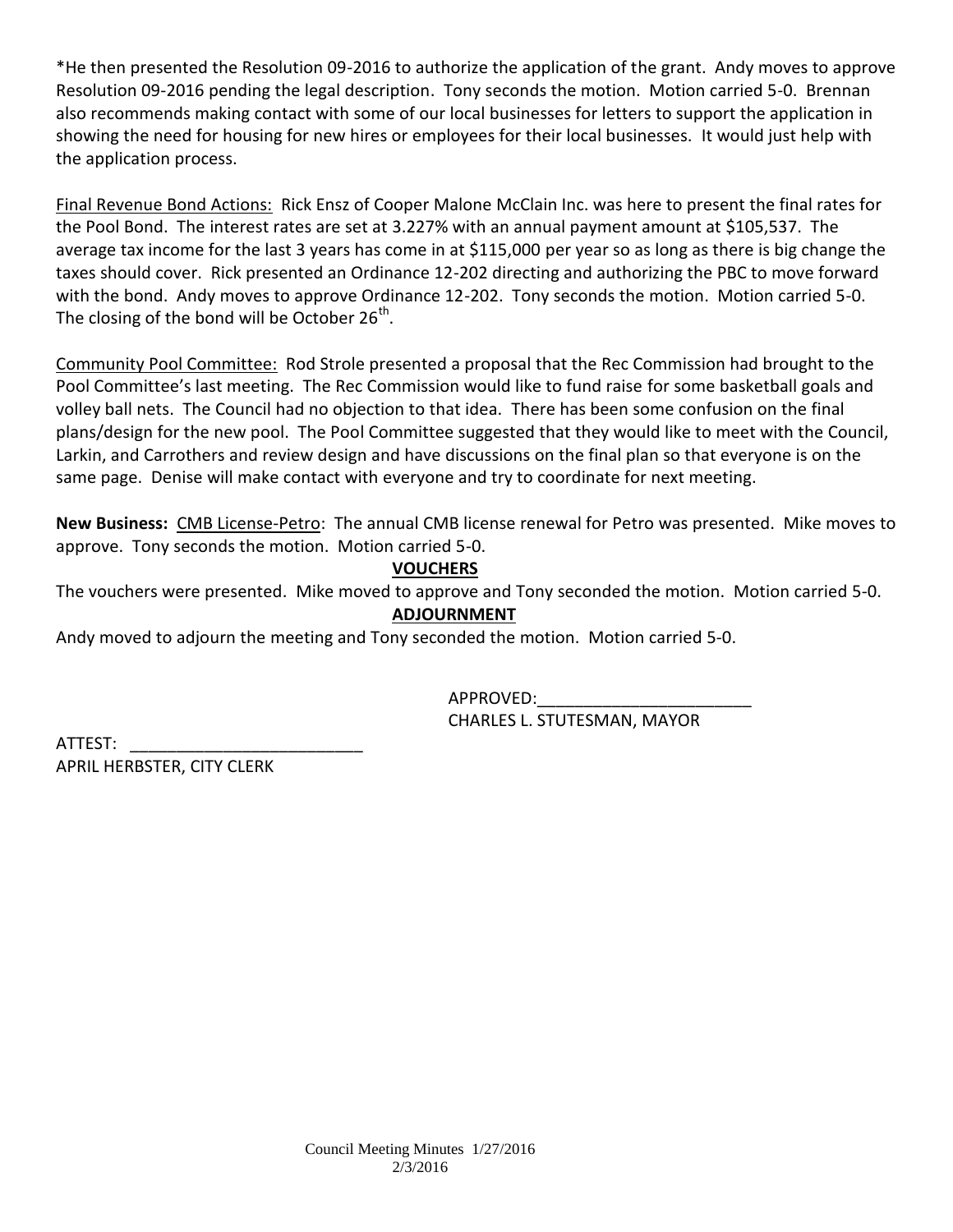*He then presented the Resolution 09-2016 to authorize the application of the grant. Andy moves to approve Resolution 09-2016 pending the legal description. Tony seconds the motion. Motion carried 5-0. Brennan also recommends making contact with some of our local businesses for letters to support the application in showing the need for housing for new hires or employees for their local businesses. It would just help with the application process.

<u>Final Revenue Bond Actions:</u> Rick Ensz of Cooper Malone McClain Inc. was here to present the final rates for the Pool Bond. The interest rates are set at 3.227% with an annual payment amount at $105,537. The average tax income for the last 3 years has come in at $115,000 per year so as long as there is big change the taxes should cover. Rick presented an Ordinance 12-202 directing and authorizing the PBC to move forward with the bond. Andy moves to approve Ordinance 12-202. Tony seconds the motion. Motion carried 5-0. The closing of the bond will be October 26th.

<u>Community Pool Committee:</u> Rod Strole presented a proposal that the Rec Commission had brought to the Pool Committee's last meeting. The Rec Commission would like to fund raise for some basketball goals and volley ball nets. The Council had no objection to that idea. There has been some confusion on the final plans/design for the new pool. The Pool Committee suggested that they would like to meet with the Council, Larkin, and Carrothers and review design and have discussions on the final plan so that everyone is on the same page. Denise will make contact with everyone and try to coordinate for next meeting.

**New Business:** <u>CMB License-Petro</u>: The annual CMB license renewal for Petro was presented. Mike moves to approve. Tony seconds the motion. Motion carried 5-0.

**<u>VOUCHERS</u>**

The vouchers were presented. Mike moved to approve and Tony seconded the motion. Motion carried 5-0.

**<u>ADJOURNMENT</u>**

Andy moved to adjourn the meeting and Tony seconded the motion. Motion carried 5-0.

APPROVED:_______________________
CHARLES L. STUTESMAN, MAYOR

ATTEST: _________________________
APRIL HERBSTER, CITY CLERK

Council Meeting Minutes 1/27/2016
2/3/2016